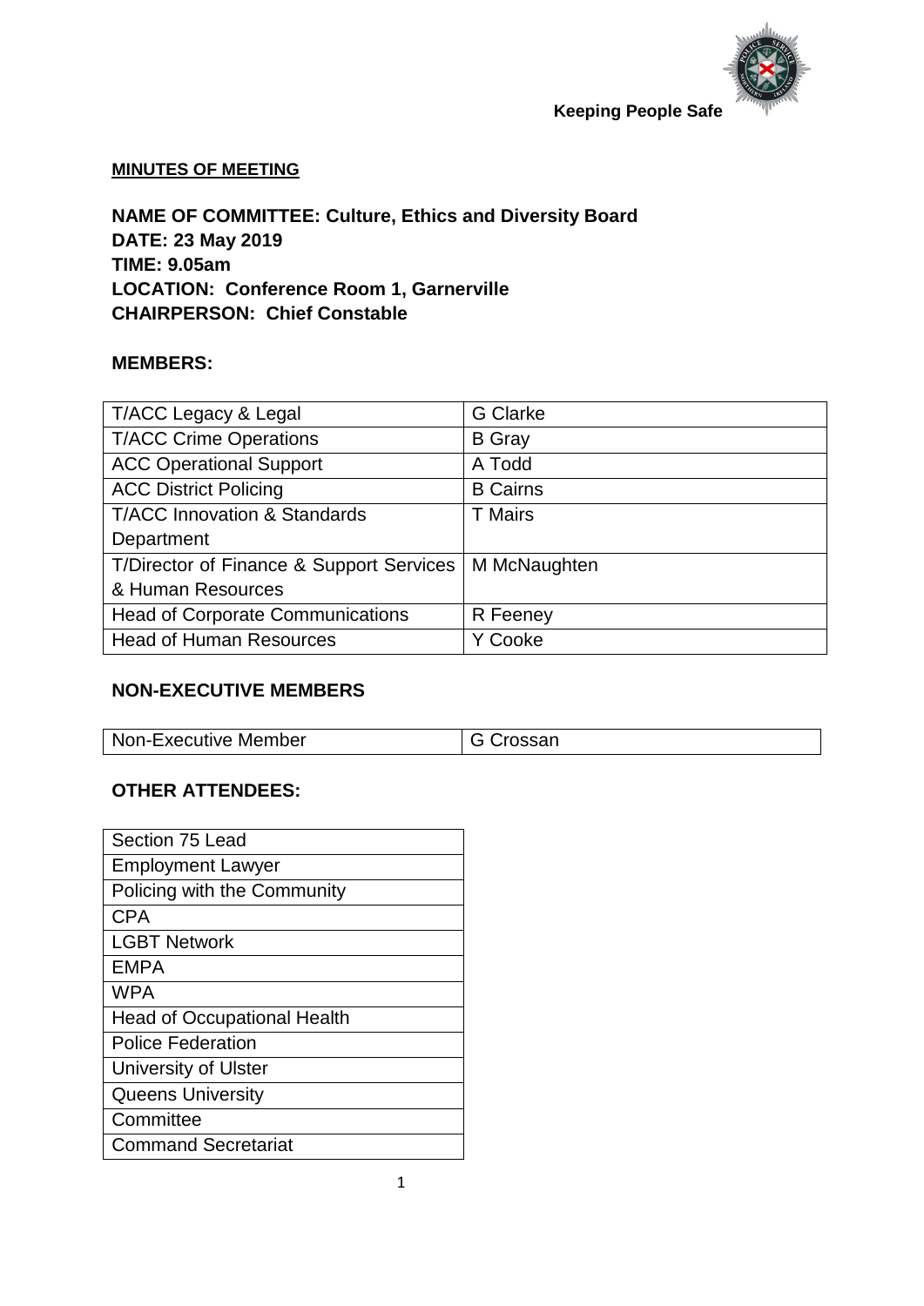Keeping People Safe

**MINUTES OF MEETING**

**NAME OF COMMITTEE: Culture, Ethics and Diversity Board**
**DATE: 23 May 2019**
**TIME: 9.05am**
**LOCATION: Conference Room 1, Garnerville**
**CHAIRPERSON: Chief Constable**

**MEMBERS:**

| | |
|---|---|
| T/ACC Legacy & Legal | G Clarke |
| T/ACC Crime Operations | B Gray |
| ACC Operational Support | A Todd |
| ACC District Policing | B Cairns |
| T/ACC Innovation & Standards Department | T Mairs |
| T/Director of Finance & Support Services & Human Resources | M McNaughten |
| Head of Corporate Communications | R Feeney |
| Head of Human Resources | Y Cooke |

**NON-EXECUTIVE MEMBERS**

| | |
|---|---|
| Non-Executive Member | G Crossan |

**OTHER ATTENDEES:**

| |
|---|
| Section 75 Lead |
| Employment Lawyer |
| Policing with the Community |
| CPA |
| LGBT Network |
| EMPA |
| WPA |
| Head of Occupational Health |
| Police Federation |
| University of Ulster |
| Queens University |
| Committee |
| Command Secretariat |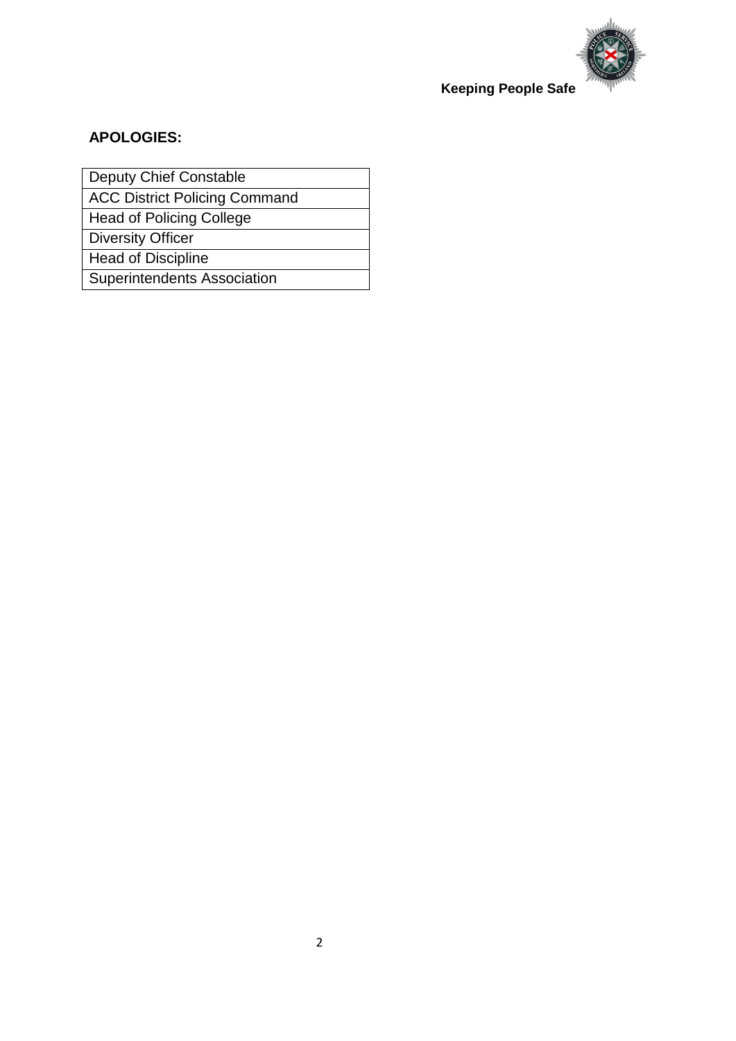**APOLOGIES:**

| Deputy Chief Constable |
| --- |
| ACC District Policing Command |
| Head of Policing College |
| Diversity Officer |
| Head of Discipline |
| Superintendents Association |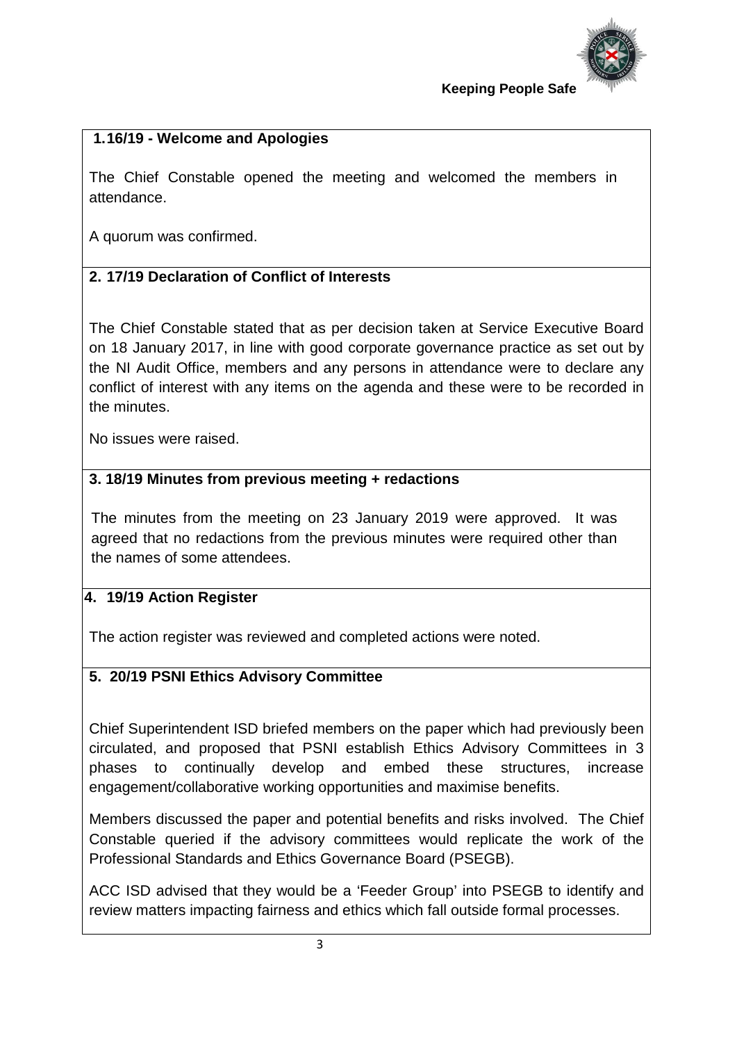**1. 16/19 - Welcome and Apologies**

The Chief Constable opened the meeting and welcomed the members in attendance.

A quorum was confirmed.

**2. 17/19 Declaration of Conflict of Interests**

The Chief Constable stated that as per decision taken at Service Executive Board on 18 January 2017, in line with good corporate governance practice as set out by the NI Audit Office, members and any persons in attendance were to declare any conflict of interest with any items on the agenda and these were to be recorded in the minutes.

No issues were raised.

**3. 18/19 Minutes from previous meeting + redactions**

The minutes from the meeting on 23 January 2019 were approved. It was agreed that no redactions from the previous minutes were required other than the names of some attendees.

**4. 19/19 Action Register**

The action register was reviewed and completed actions were noted.

**5. 20/19 PSNI Ethics Advisory Committee**

Chief Superintendent ISD briefed members on the paper which had previously been circulated, and proposed that PSNI establish Ethics Advisory Committees in 3 phases to continually develop and embed these structures, increase engagement/collaborative working opportunities and maximise benefits.

Members discussed the paper and potential benefits and risks involved. The Chief Constable queried if the advisory committees would replicate the work of the Professional Standards and Ethics Governance Board (PSEGB).

ACC ISD advised that they would be a 'Feeder Group' into PSEGB to identify and review matters impacting fairness and ethics which fall outside formal processes.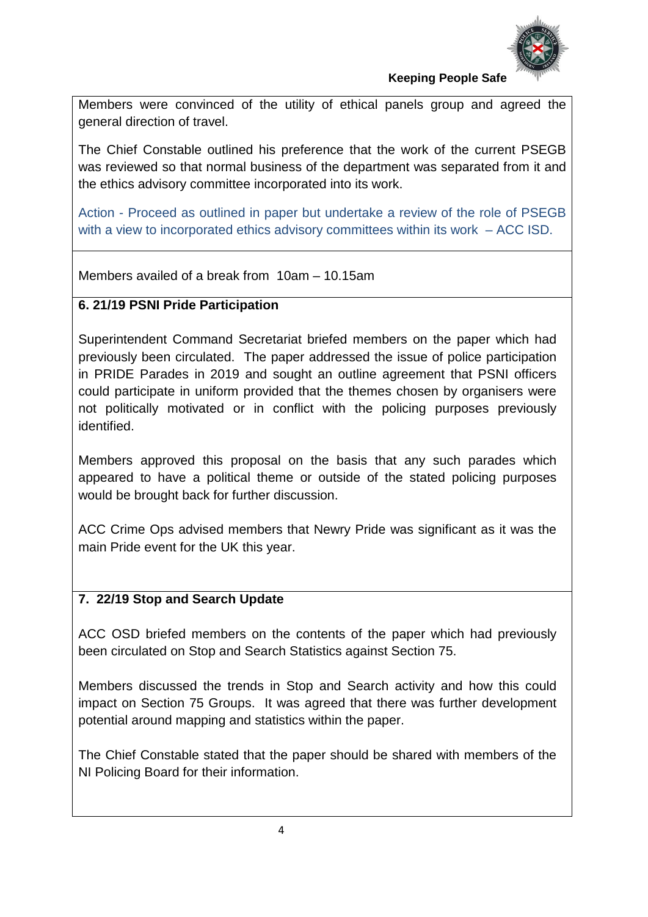Members were convinced of the utility of ethical panels group and agreed the general direction of travel.

The Chief Constable outlined his preference that the work of the current PSEGB was reviewed so that normal business of the department was separated from it and the ethics advisory committee incorporated into its work.

Action - Proceed as outlined in paper but undertake a review of the role of PSEGB with a view to incorporated ethics advisory committees within its work – ACC ISD.

Members availed of a break from 10am – 10.15am

**6. 21/19 PSNI Pride Participation**

Superintendent Command Secretariat briefed members on the paper which had previously been circulated. The paper addressed the issue of police participation in PRIDE Parades in 2019 and sought an outline agreement that PSNI officers could participate in uniform provided that the themes chosen by organisers were not politically motivated or in conflict with the policing purposes previously identified.

Members approved this proposal on the basis that any such parades which appeared to have a political theme or outside of the stated policing purposes would be brought back for further discussion.

ACC Crime Ops advised members that Newry Pride was significant as it was the main Pride event for the UK this year.

**7. 22/19 Stop and Search Update**

ACC OSD briefed members on the contents of the paper which had previously been circulated on Stop and Search Statistics against Section 75.

Members discussed the trends in Stop and Search activity and how this could impact on Section 75 Groups. It was agreed that there was further development potential around mapping and statistics within the paper.

The Chief Constable stated that the paper should be shared with members of the NI Policing Board for their information.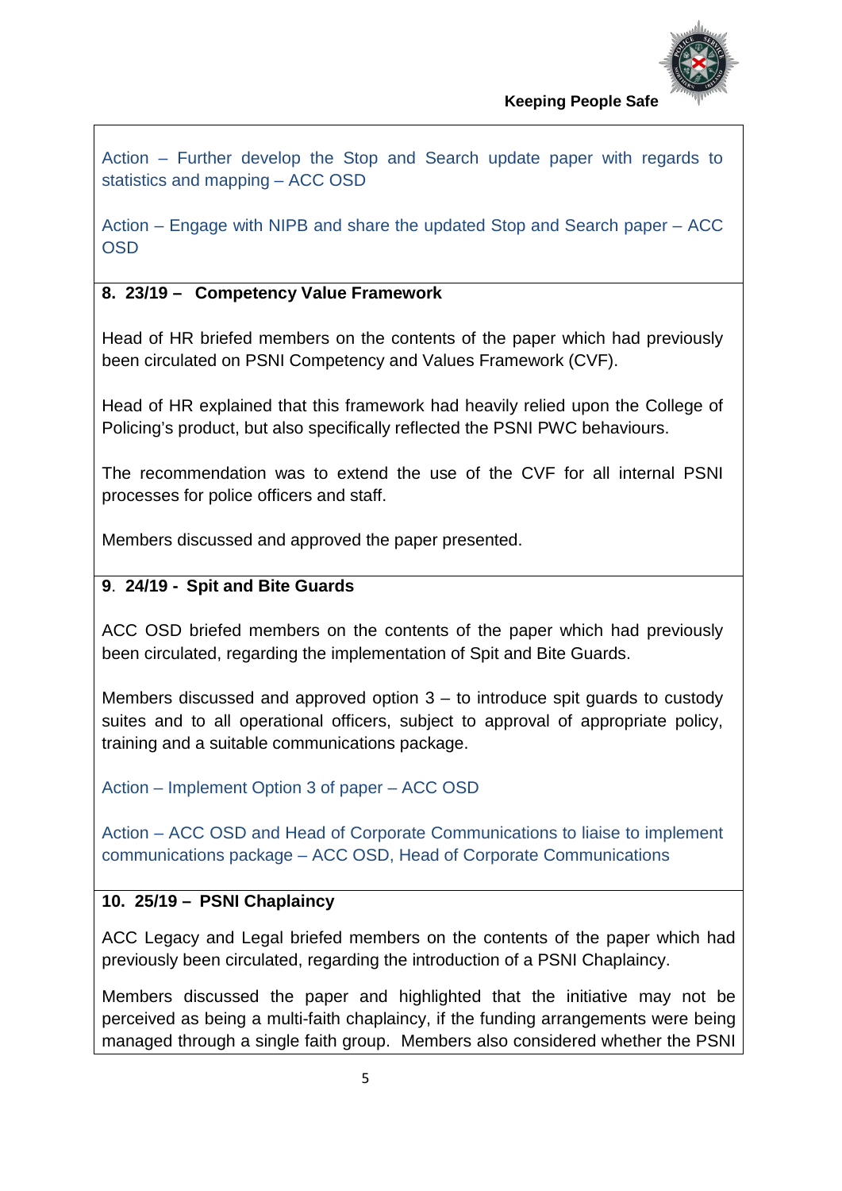Action – Further develop the Stop and Search update paper with regards to statistics and mapping – ACC OSD

Action – Engage with NIPB and share the updated Stop and Search paper – ACC OSD

**8. 23/19 – Competency Value Framework**

Head of HR briefed members on the contents of the paper which had previously been circulated on PSNI Competency and Values Framework (CVF).

Head of HR explained that this framework had heavily relied upon the College of Policing's product, but also specifically reflected the PSNI PWC behaviours.

The recommendation was to extend the use of the CVF for all internal PSNI processes for police officers and staff.

Members discussed and approved the paper presented.

**9. 24/19 - Spit and Bite Guards**

ACC OSD briefed members on the contents of the paper which had previously been circulated, regarding the implementation of Spit and Bite Guards.

Members discussed and approved option 3 – to introduce spit guards to custody suites and to all operational officers, subject to approval of appropriate policy, training and a suitable communications package.

Action – Implement Option 3 of paper – ACC OSD

Action – ACC OSD and Head of Corporate Communications to liaise to implement communications package – ACC OSD, Head of Corporate Communications

**10. 25/19 – PSNI Chaplaincy**

ACC Legacy and Legal briefed members on the contents of the paper which had previously been circulated, regarding the introduction of a PSNI Chaplaincy.

Members discussed the paper and highlighted that the initiative may not be perceived as being a multi-faith chaplaincy, if the funding arrangements were being managed through a single faith group. Members also considered whether the PSNI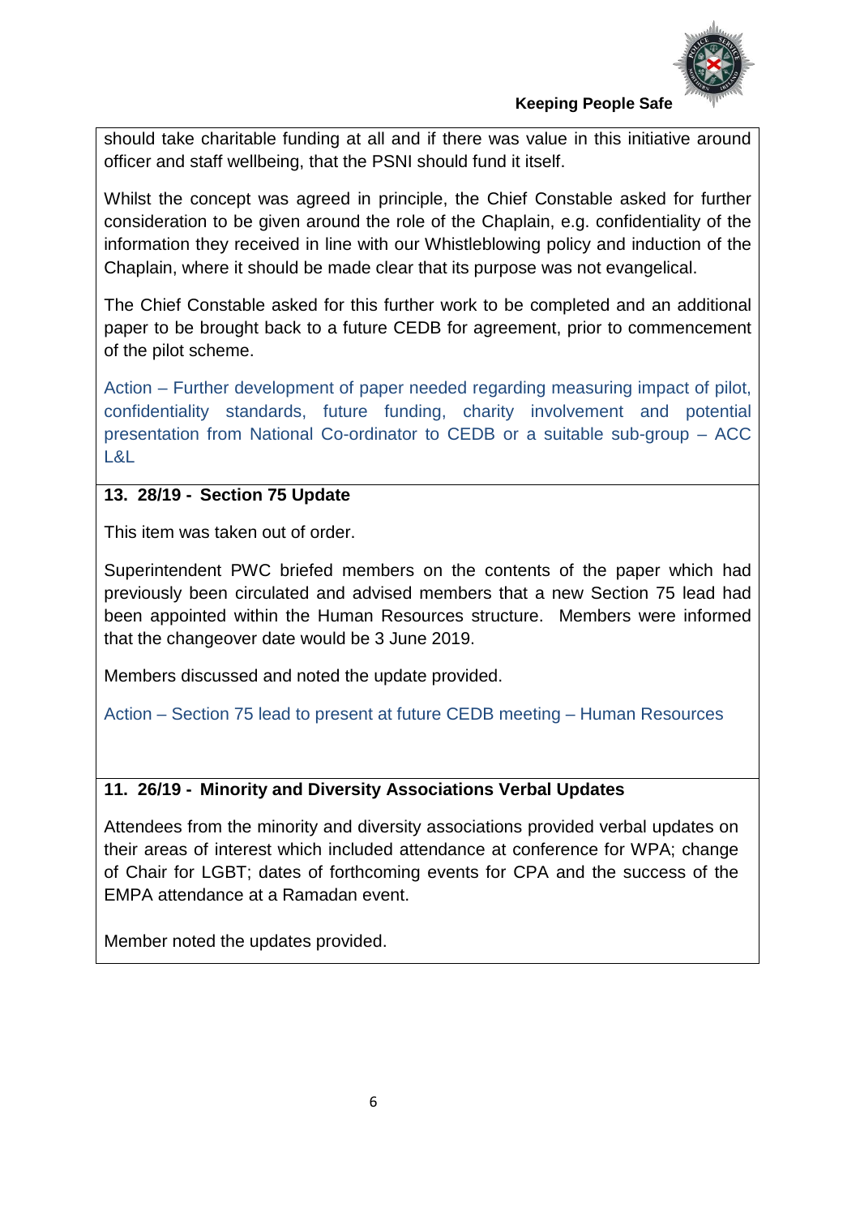should take charitable funding at all and if there was value in this initiative around officer and staff wellbeing, that the PSNI should fund it itself.

Whilst the concept was agreed in principle, the Chief Constable asked for further consideration to be given around the role of the Chaplain, e.g. confidentiality of the information they received in line with our Whistleblowing policy and induction of the Chaplain, where it should be made clear that its purpose was not evangelical.

The Chief Constable asked for this further work to be completed and an additional paper to be brought back to a future CEDB for agreement, prior to commencement of the pilot scheme.

Action – Further development of paper needed regarding measuring impact of pilot, confidentiality standards, future funding, charity involvement and potential presentation from National Co-ordinator to CEDB or a suitable sub-group – ACC L&L

**13. 28/19 - Section 75 Update**

This item was taken out of order.

Superintendent PWC briefed members on the contents of the paper which had previously been circulated and advised members that a new Section 75 lead had been appointed within the Human Resources structure. Members were informed that the changeover date would be 3 June 2019.

Members discussed and noted the update provided.

Action – Section 75 lead to present at future CEDB meeting – Human Resources

**11. 26/19 - Minority and Diversity Associations Verbal Updates**

Attendees from the minority and diversity associations provided verbal updates on their areas of interest which included attendance at conference for WPA; change of Chair for LGBT; dates of forthcoming events for CPA and the success of the EMPA attendance at a Ramadan event.

Member noted the updates provided.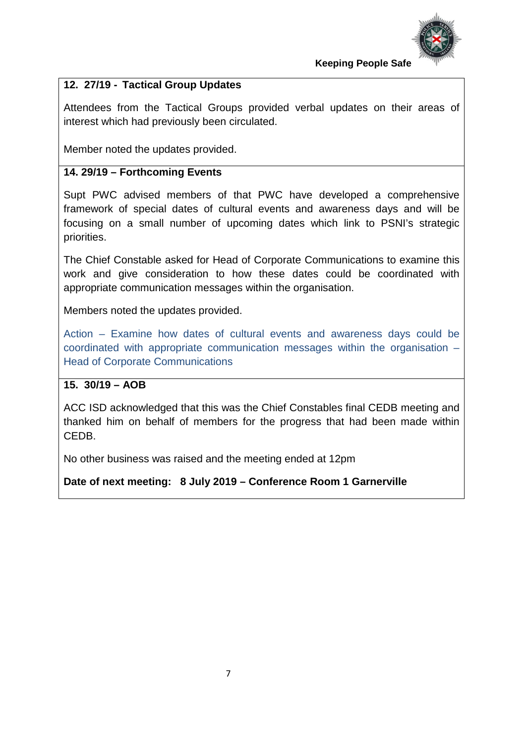**12. 27/19 - Tactical Group Updates**

Attendees from the Tactical Groups provided verbal updates on their areas of interest which had previously been circulated.

Member noted the updates provided.

**14. 29/19 – Forthcoming Events**

Supt PWC advised members of that PWC have developed a comprehensive framework of special dates of cultural events and awareness days and will be focusing on a small number of upcoming dates which link to PSNI's strategic priorities.

The Chief Constable asked for Head of Corporate Communications to examine this work and give consideration to how these dates could be coordinated with appropriate communication messages within the organisation.

Members noted the updates provided.

Action – Examine how dates of cultural events and awareness days could be coordinated with appropriate communication messages within the organisation – Head of Corporate Communications

**15. 30/19 – AOB**

ACC ISD acknowledged that this was the Chief Constables final CEDB meeting and thanked him on behalf of members for the progress that had been made within CEDB.

No other business was raised and the meeting ended at 12pm

**Date of next meeting: 8 July 2019 – Conference Room 1 Garnerville**